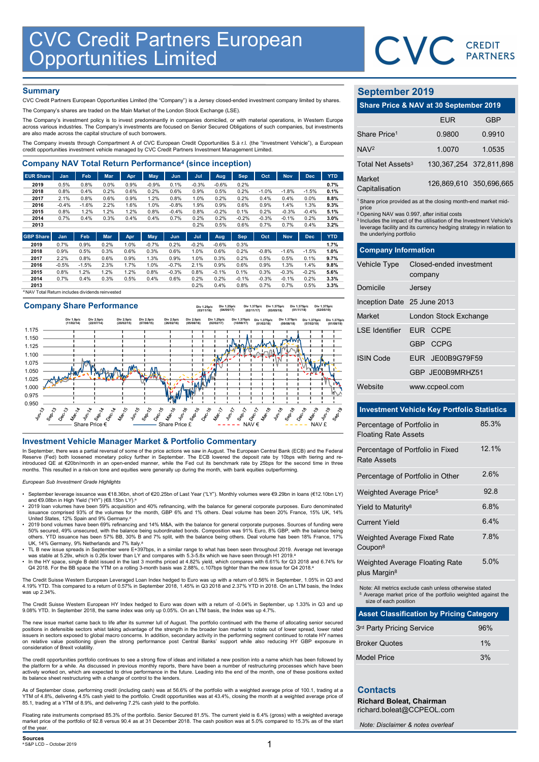# CVC Credit Partners European Opportunities Limited

CVC CREDIT PARTNERS

## Summary

CVC Credit Partners European Opportunities Limited (the "Company") is a Jersey closed-ended investment company limited by shares.

The Company's shares are traded on the Main Market of the London Stock Exchange (LSE).

The Company's investment policy is to invest predominantly in companies domiciled, or with material operations, in Western Europe across various industries. The Company's investments are focused on Senior Secured Obligations of such companies, but investments are also made across the capital structure of such borrowers.

The Company invests through Compartment A of CVC European Credit Opportunities S.à r.l. (the "Investment Vehicle"), a European credit opportunities investment vehicle managed by CVC Credit Partners Investment Management Limited.

## Company NAV Total Return Performance[4] (since inception)

| EUR Share | Jan | Feb | Mar | Apr | May | Jun | Jul | Aug | Sep | Oct | Nov | Dec | YTD |
|---|---|---|---|---|---|---|---|---|---|---|---|---|---|
| 2019 | 0.5% | 0.8% | 0.0% | 0.9% | -0.9% | 0.1% | -0.3% | -0.6% | 0.2% | | | | 0.7% |
| 2018 | 0.8% | 0.4% | 0.2% | 0.6% | 0.2% | 0.6% | 0.9% | 0.5% | 0.2% | -1.0% | -1.8% | -1.5% | 0.1% |
| 2017 | 2.1% | 0.8% | 0.6% | 0.9% | 1.2% | 0.8% | 1.0% | 0.2% | 0.2% | 0.4% | 0.4% | 0.0% | 8.8% |
| 2016 | -0.4% | -1.6% | 2.2% | 1.6% | 1.0% | -0.8% | 1.9% | 0.9% | 0.6% | 0.9% | 1.4% | 1.3% | 9.3% |
| 2015 | 0.8% | 1.2% | 1.2% | 1.2% | 0.8% | -0.4% | 0.8% | -0.2% | 0.1% | 0.2% | -0.3% | -0.4% | 5.1% |
| 2014 | 0.7% | 0.4% | 0.3% | 0.4% | 0.4% | 0.7% | 0.2% | 0.2% | -0.2% | -0.3% | -0.1% | 0.2% | 3.0% |
| 2013 | | | | | | | 0.2% | 0.5% | 0.6% | 0.7% | 0.7% | 0.4% | 3.2% |

| GBP Share | Jan | Feb | Mar | Apr | May | Jun | Jul | Aug | Sep | Oct | Nov | Dec | YTD |
|---|---|---|---|---|---|---|---|---|---|---|---|---|---|
| 2019 | 0.7% | 0.9% | 0.2% | 1.0% | -0.7% | 0.2% | -0.2% | -0.6% | 0.3% | | | | 1.7% |
| 2018 | 0.9% | 0.5% | 0.3% | 0.6% | 0.3% | 0.6% | 1.0% | 0.6% | 0.2% | -0.8% | -1.6% | -1.5% | 1.0% |
| 2017 | 2.2% | 0.8% | 0.6% | 0.9% | 1.3% | 0.9% | 1.0% | 0.3% | 0.2% | 0.5% | 0.5% | 0.1% | 9.7% |
| 2016 | -0.5% | -1.5% | 2.3% | 1.7% | 1.0% | -0.7% | 2.1% | 0.9% | 0.6% | 0.9% | 1.3% | 1.4% | 9.8% |
| 2015 | 0.8% | 1.2% | 1.2% | 1.2% | 0.8% | -0.3% | 0.8% | -0.1% | 0.1% | 0.3% | -0.3% | -0.2% | 5.6% |
| 2014 | 0.7% | 0.4% | 0.3% | 0.5% | 0.4% | 0.6% | 0.2% | 0.2% | -0.1% | -0.3% | -0.1% | 0.2% | 3.3% |
| 2013 | | | | | | | 0.2% | 0.4% | 0.8% | 0.7% | 0.7% | 0.5% | 3.3% |

[4] NAV Total Return includes dividends reinvested

## Company Share Performance

Div 1.0p/c (11/02/14); Div 2.5p/c (22/07/14); Div 2.5p/c (20/02/15); Div 2.5p/c (07/08/15); Div 2.5p/c (26/02/16); Div 2.5p/c (05/08/16); Div 1.25p/c (03/11/16); Div 1.25p/c (02/02/17); Div 1.25p/c (04/05/17); Div 1.375p/c (10/08/17); Div 1.375p/c (02/11/17); Div 1.375p/c (01/02/18); Div 1.375p/c (03/05/18); Div 1.375p/c (09/08/18); Div 1.375p/c (01/11/18); Div 1.375p/c (07/02/19); Div 1.375p/c (02/05/19); Div 1.375p/c (01/08/19)

Legend: Share Price €, Share Price £, NAV €, NAV £

## Investment Vehicle Manager Market & Portfolio Commentary

In September, there was a partial reversal of some of the price actions we saw in August. The European Central Bank (ECB) and the Federal Reserve (Fed) both loosened monetary policy further in September. The ECB lowered the deposit rate by 10bps with tiering and re-introduced QE at €20bn/month in an open-ended manner, while the Fed cut its benchmark rate by 25bps for the second time in three months. This resulted in a risk-on tone and equities were generally up during the month, with bank equities outperforming.

*European Sub Investment Grade Highlights*

- September leverage issuance was €18.36bn, short of €20.25bn of Last Year ("LY"). Monthly volumes were €9.29bn in loans (€12.10bn LY) and €9.08bn in High Yield ("HY") (€8.15bn LY).[a]
- 2019 loan volumes have been 59% acquisition and 40% refinancing, with the balance for general corporate purposes. Euro denominated issuance comprised 93% of the volumes for the month, GBP 6% and 1% others. Deal volume has been 20% France, 15% UK, 14% United States, 12% Spain and 9% Germany.[a]
- 2019 bond volumes have been 69% refinancing and 14% M&A, with the balance for general corporate purposes. Sources of funding were 50% secured, 49% unsecured, with the balance being subordinated bonds. Composition was 91% Euro, 8% GBP, with the balance being others. YTD issuance has been 57% BB, 30% B and 7% split, with the balance being others. Deal volume has been 18% France, 17% UK, 14% Germany, 9% Netherlands and 7% Italy.[a]
- TL B new issue spreads in September were E+397bps, in a similar range to what has been seen throughout 2019. Average net leverage was stable at 5.29x, which is 0.26x lower than LY and compares with 5.3-5.8x which we have seen through H1 2019.[a]
- In the HY space, single B debt issued in the last 3 months priced at 4.82% yield, which compares with 6.61% for Q3 2018 and 6.74% for Q4 2018. For the BB space the YTM on a rolling 3-month basis was 2.88%, c.107bps tighter than the new issue for Q4 2018.[a]

The Credit Suisse Western European Leveraged Loan Index hedged to Euro was up with a return of 0.56% in September, 1.05% in Q3 and 4.19% YTD. This compared to a return of 0.57% in September 2018, 1.45% in Q3 2018 and 2.37% YTD in 2018. On an LTM basis, the Index was up 2.34%.

The Credit Suisse Western European HY Index hedged to Euro was down with a return of -0.04% in September, up 1.33% in Q3 and up 9.08% YTD. In September 2018, the same index was only up 0.05%. On an LTM basis, the Index was up 4.7%.

The new issue market came back to life after its summer lull of August. The portfolio continued with the theme of allocating senior secured positions in defensible sectors whilst taking advantage of the strength in the broader loan market to rotate out of lower spread, lower rated issuers in sectors exposed to global macro concerns. In addition, secondary activity in the performing segment continued to rotate HY names on relative value positioning given the strong performance post Central Banks' support while also reducing HY GBP exposure in consideration of Brexit volatility.

The credit opportunities portfolio continues to see a strong flow of ideas and initiated a new position into a name which has been followed by the platform for a while. As discussed in previous monthly reports, there have been a number of restructuring processes which have been actively worked on, which are expected to drive performance in the future. Leading into the end of the month, one of these positions exited its balance sheet restructuring with a change of control to the lenders.

As of September close, performing credit (including cash) was at 56.6% of the portfolio with a weighted average price of 100.1, trading at a YTM of 4.8%, delivering 4.5% cash yield to the portfolio. Credit opportunities was at 43.4%, closing the month at a weighted average price of 85.1, trading at a YTM of 8.9%, and delivering 7.2% cash yield to the portfolio.

Floating rate instruments comprised 85.3% of the portfolio. Senior Secured 81.5%. The current yield is 6.4% (gross) with a weighted average market price of the portfolio of 92.8 versus 90.4 as at 31 December 2018. The cash position was at 5.0% compared to 15.3% as of the start of the year.

**Sources**
[a] S&P LCD – October 2019

## September 2019

### Share Price & NAV at 30 September 2019

| | EUR | GBP |
|---|---|---|
| Share Price[1] | 0.9800 | 0.9910 |
| NAV[2] | 1.0070 | 1.0535 |
| Total Net Assets[3] | 130,367,254 | 372,811,898 |
| Market Capitalisation | 126,869,610 | 350,696,665 |

[1] Share price provided as at the closing month-end market mid-price
[2] Opening NAV was 0.997, after initial costs
[3] Includes the impact of the utilisation of the Investment Vehicle's leverage facility and its currency hedging strategy in relation to the underlying portfolio

### Company Information

| | |
|---|---|
| Vehicle Type | Closed-ended investment company |
| Domicile | Jersey |
| Inception Date | 25 June 2013 |
| Market | London Stock Exchange |
| LSE Identifier | EUR CCPE |
| | GBP CCPG |
| ISIN Code | EUR JE00B9G79F59 |
| | GBP JE00B9MRHZ51 |
| Website | www.ccpeol.com |

### Investment Vehicle Key Portfolio Statistics

| | |
|---|---|
| Percentage of Portfolio in Floating Rate Assets | 85.3% |
| Percentage of Portfolio in Fixed Rate Assets | 12.1% |
| Percentage of Portfolio in Other | 2.6% |
| Weighted Average Price[5] | 92.8 |
| Yield to Maturity[8] | 6.8% |
| Current Yield | 6.4% |
| Weighted Average Fixed Rate Coupon[8] | 7.8% |
| Weighted Average Floating Rate plus Margin[8] | 5.0% |

Note: All metrics exclude cash unless otherwise stated
[5] Average market price of the portfolio weighted against the size of each position

### Asset Classification by Pricing Category

| | |
|---|---|
| 3rd Party Pricing Service | 96% |
| Broker Quotes | 1% |
| Model Price | 3% |

### Contacts

**Richard Boleat, Chairman**
richard.boleat@CCPEOL.com

*Note: Disclaimer & notes overleaf*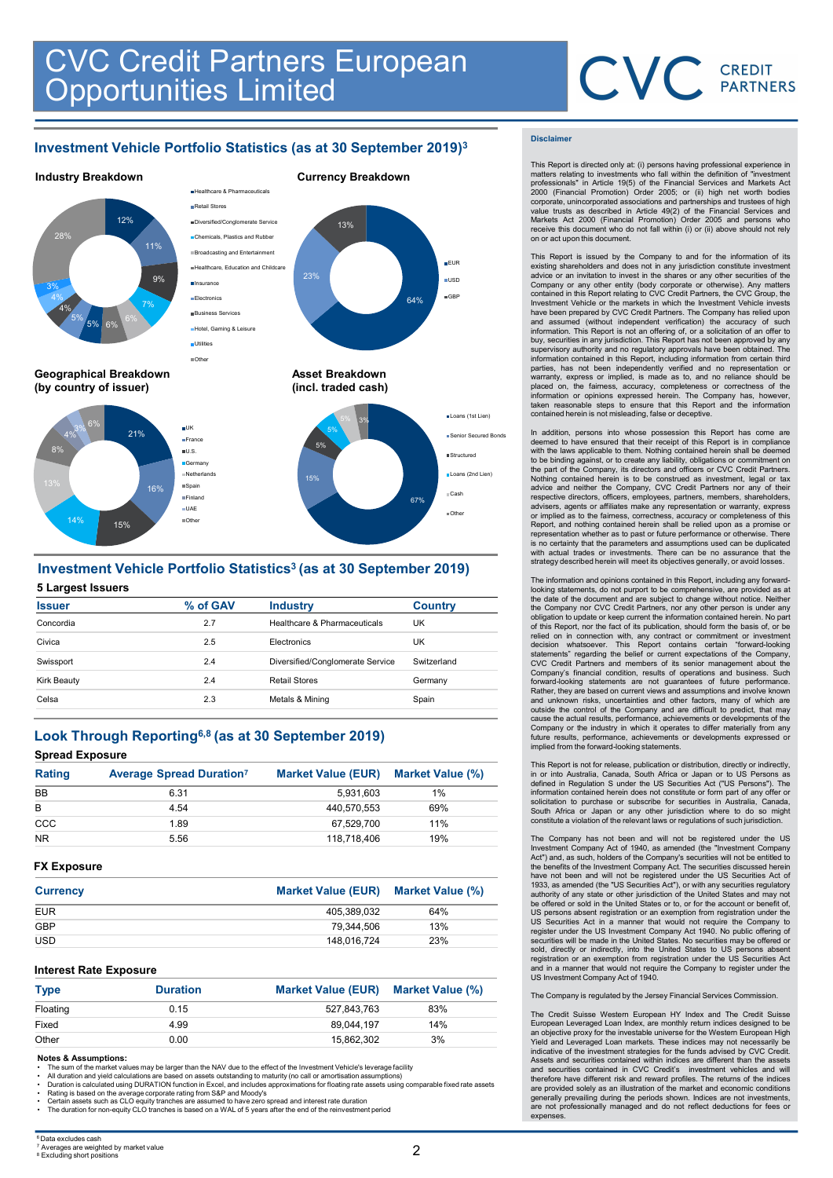# CVC Credit Partners European Opportunities Limited

## Investment Vehicle Portfolio Statistics (as at 30 September 2019)[3]

### Industry Breakdown

12%
11%
9%
7%
6%
6%
5%
5%
4%
4%
3%
28%

Healthcare & Pharmaceuticals
Retail Stores
Diversified/Conglomerate Service
Chemicals, Plastics and Rubber
Broadcasting and Entertainment
Healthcare, Education and Childcare
Insurance
Electronics
Business Services
Hotel, Gaming & Leisure
Utilities
Other

### Currency Breakdown

64%
23%
13%

EUR
USD
GBP

### Geographical Breakdown (by country of issuer)

21%
16%
15%
14%
13%
8%
4%
3%
6%

UK
France
U.S.
Germany
Netherlands
Spain
Finland
UAE
Other

### Asset Breakdown (incl. traded cash)

67%
15%
5%
5%
5%
3%

Loans (1st Lien)
Senior Secured Bonds
Structured
Loans (2nd Lien)
Cash
Other

## Investment Vehicle Portfolio Statistics[3] (as at 30 September 2019)

### 5 Largest Issuers

| Issuer | % of GAV | Industry | Country |
|---|---|---|---|
| Concordia | 2.7 | Healthcare & Pharmaceuticals | UK |
| Civica | 2.5 | Electronics | UK |
| Swissport | 2.4 | Diversified/Conglomerate Service | Switzerland |
| Kirk Beauty | 2.4 | Retail Stores | Germany |
| Celsa | 2.3 | Metals & Mining | Spain |

## Look Through Reporting[6,8] (as at 30 September 2019)

### Spread Exposure

| Rating | Average Spread Duration[7] | Market Value (EUR) | Market Value (%) |
|---|---|---|---|
| BB | 6.31 | 5,931,603 | 1% |
| B | 4.54 | 440,570,553 | 69% |
| CCC | 1.89 | 67,529,700 | 11% |
| NR | 5.56 | 118,718,406 | 19% |

### FX Exposure

| Currency | Market Value (EUR) | Market Value (%) |
|---|---|---|
| EUR | 405,389,032 | 64% |
| GBP | 79,344,506 | 13% |
| USD | 148,016,724 | 23% |

### Interest Rate Exposure

| Type | Duration | Market Value (EUR) | Market Value (%) |
|---|---|---|---|
| Floating | 0.15 | 527,843,763 | 83% |
| Fixed | 4.99 | 89,044,197 | 14% |
| Other | 0.00 | 15,862,302 | 3% |

**Notes & Assumptions:**

- The sum of the market values may be larger than the NAV due to the effect of the Investment Vehicle's leverage facility
- All duration and yield calculations are based on assets outstanding to maturity (no call or amortisation assumptions)
- Duration is calculated using DURATION function in Excel, and includes approximations for floating rate assets using comparable fixed rate assets
- Rating is based on the average corporate rating from S&P and Moody's
- Certain assets such as CLO equity tranches are assumed to have zero spread and interest rate duration
- The duration for non-equity CLO tranches is based on a WAL of 5 years after the end of the reinvestment period

[6] Data excludes cash
[7] Averages are weighted by market value
[8] Excluding short positions

### Disclaimer

This Report is directed only at: (i) persons having professional experience in matters relating to investments who fall within the definition of "investment professionals" in Article 19(5) of the Financial Services and Markets Act 2000 (Financial Promotion) Order 2005; or (ii) high net worth bodies corporate, unincorporated associations and partnerships and trustees of high value trusts as described in Article 49(2) of the Financial Services and Markets Act 2000 (Financial Promotion) Order 2005 and persons who receive this document who do not fall within (i) or (ii) above should not rely on or act upon this document.

This Report is issued by the Company to and for the information of its existing shareholders and does not in any jurisdiction constitute investment advice or an invitation to invest in the shares or any other securities of the Company or any other entity (body corporate or otherwise). Any matters contained in this Report relating to CVC Credit Partners, the CVC Group, the Investment Vehicle or the markets in which the Investment Vehicle invests have been prepared by CVC Credit Partners. The Company has relied upon and assumed (without independent verification) the accuracy of such information. This Report is not an offering of, or a solicitation of an offer to buy, securities in any jurisdiction. This Report has not been approved by any supervisory authority and no regulatory approvals have been obtained. The information contained in this Report, including information from certain third parties, has not been independently verified and no representation or warranty, express or implied, is made as to, and no reliance should be placed on, the fairness, accuracy, completeness or correctness of the information or opinions expressed herein. The Company has, however, taken reasonable steps to ensure that this Report and the information contained herein is not misleading, false or deceptive.

In addition, persons into whose possession this Report has come are deemed to have ensured that their receipt of this Report is in compliance with the laws applicable to them. Nothing contained herein shall be deemed to be binding against, or to create any liability, obligations or commitment on the part of the Company, its directors and officers or CVC Credit Partners. Nothing contained herein is to be construed as investment, legal or tax advice and neither the Company, CVC Credit Partners nor any of their respective directors, officers, employees, partners, members, shareholders, advisers, agents or affiliates make any representation or warranty, express or implied as to the fairness, correctness, accuracy or completeness of this Report, and nothing contained herein shall be relied upon as a promise or representation whether as to past or future performance or otherwise. There is no certainty that the parameters and assumptions used can be duplicated with actual trades or investments. There can be no assurance that the strategy described herein will meet its objectives generally, or avoid losses.

The information and opinions contained in this Report, including any forward-looking statements, do not purport to be comprehensive, are provided as at the date of the document and are subject to change without notice. Neither the Company nor CVC Credit Partners, nor any other person is under any obligation to update or keep current the information contained herein. No part of this Report, nor the fact of its publication, should form the basis of, or be relied on in connection with, any contract or commitment or investment decision whatsoever. This Report contains certain "forward-looking statements" regarding the belief or current expectations of the Company, CVC Credit Partners and members of its senior management about the Company's financial condition, results of operations and business. Such forward-looking statements are not guarantees of future performance. Rather, they are based on current views and assumptions and involve known and unknown risks, uncertainties and other factors, many of which are outside the control of the Company and are difficult to predict, that may cause the actual results, performance, achievements or developments of the Company or the industry in which it operates to differ materially from any future results, performance, achievements or developments expressed or implied from the forward-looking statements.

This Report is not for release, publication or distribution, directly or indirectly, in or into Australia, Canada, South Africa or Japan or to US Persons as defined in Regulation S under the US Securities Act ("US Persons"). The information contained herein does not constitute or form part of any offer or solicitation to purchase or subscribe for securities in Australia, Canada, South Africa or Japan or any other jurisdiction where to do so might constitute a violation of the relevant laws or regulations of such jurisdiction.

The Company has not been and will not be registered under the US Investment Company Act of 1940, as amended (the "Investment Company Act") and, as such, holders of the Company's securities will not be entitled to the benefits of the Investment Company Act. The securities discussed herein have not been and will not be registered under the US Securities Act of 1933, as amended (the "US Securities Act"), or with any securities regulatory authority of any state or other jurisdiction of the United States and may not be offered or sold in the United States or to, or for the account or benefit of, US persons absent registration or an exemption from registration under the US Securities Act in a manner that would not require the Company to register under the US Investment Company Act 1940. No public offering of securities will be made in the United States. No securities may be offered or sold, directly or indirectly, into the United States to US persons absent registration or an exemption from registration under the US Securities Act and in a manner that would not require the Company to register under the US Investment Company Act of 1940.

The Company is regulated by the Jersey Financial Services Commission.

The Credit Suisse Western European HY Index and The Credit Suisse European Leveraged Loan Index, are monthly return indices designed to be an objective proxy for the investable universe for the Western European High Yield and Leveraged Loan markets. These indices may not necessarily be indicative of the investment strategies for the funds advised by CVC Credit. Assets and securities contained within indices are different than the assets and securities contained in CVC Credit's investment vehicles and will therefore have different risk and reward profiles. The returns of the indices are provided solely as an illustration of the market and economic conditions generally prevailing during the periods shown. Indices are not investments, are not professionally managed and do not reflect deductions for fees or expenses.